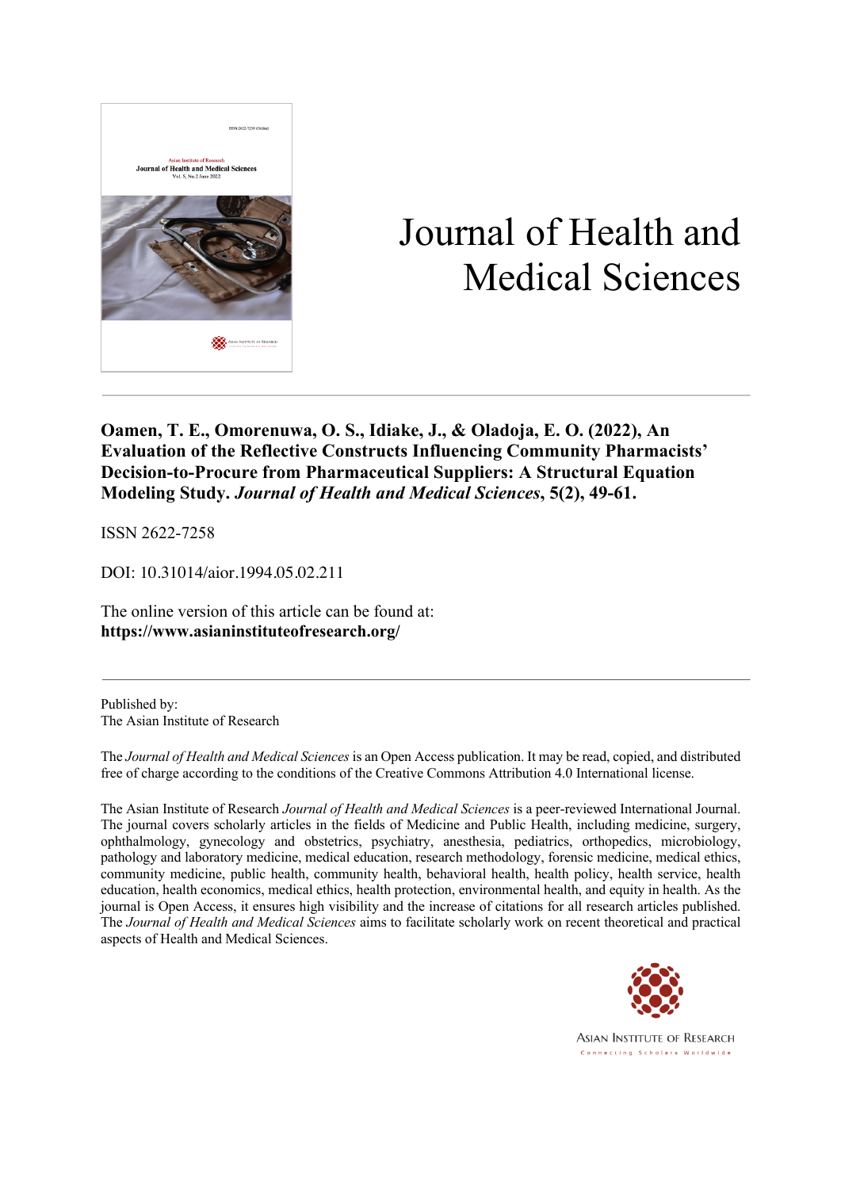# Journal of Health and Medical Sciences

**Oamen, T. E., Omorenuwa, O. S., Idiake, J., & Oladoja, E. O. (2022), An Evaluation of the Reflective Constructs Influencing Community Pharmacists' Decision-to-Procure from Pharmaceutical Suppliers: A Structural Equation Modeling Study. *Journal of Health and Medical Sciences*, 5(2), 49-61.**

ISSN 2622-7258

DOI: 10.31014/aior.1994.05.02.211

The online version of this article can be found at:
**https://www.asianinstituteofresearch.org/**

---

Published by:
The Asian Institute of Research

The *Journal of Health and Medical Sciences* is an Open Access publication. It may be read, copied, and distributed free of charge according to the conditions of the Creative Commons Attribution 4.0 International license.

The Asian Institute of Research *Journal of Health and Medical Sciences* is a peer-reviewed International Journal. The journal covers scholarly articles in the fields of Medicine and Public Health, including medicine, surgery, ophthalmology, gynecology and obstetrics, psychiatry, anesthesia, pediatrics, orthopedics, microbiology, pathology and laboratory medicine, medical education, research methodology, forensic medicine, medical ethics, community medicine, public health, community health, behavioral health, health policy, health service, health education, health economics, medical ethics, health protection, environmental health, and equity in health. As the journal is Open Access, it ensures high visibility and the increase of citations for all research articles published. The *Journal of Health and Medical Sciences* aims to facilitate scholarly work on recent theoretical and practical aspects of Health and Medical Sciences.

Asian Institute of Research
Connecting Scholars Worldwide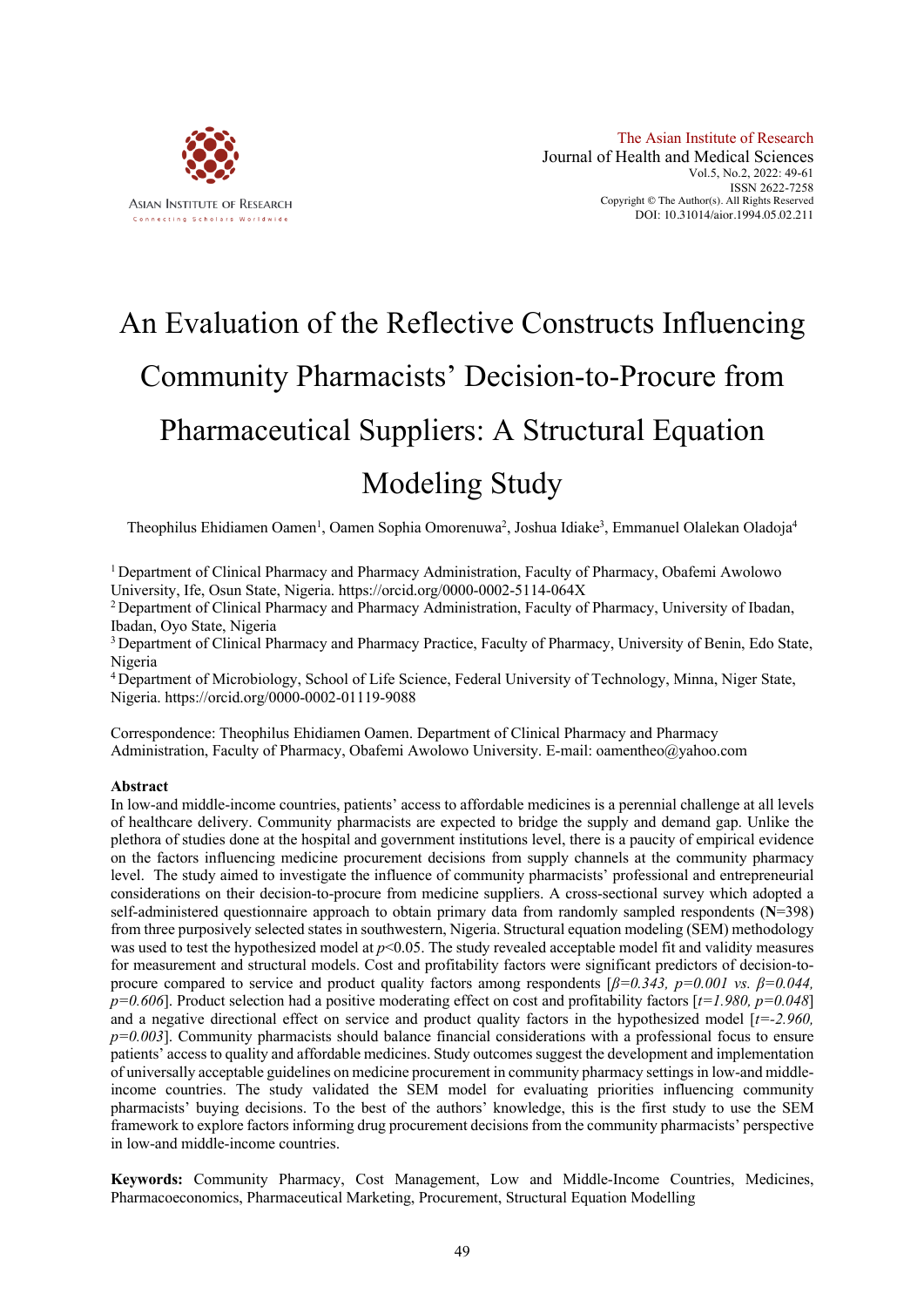# An Evaluation of the Reflective Constructs Influencing Community Pharmacists' Decision-to-Procure from Pharmaceutical Suppliers: A Structural Equation Modeling Study

Theophilus Ehidiamen Oamen[1], Oamen Sophia Omorenuwa[2], Joshua Idiake[3], Emmanuel Olalekan Oladoja[4]

[1] Department of Clinical Pharmacy and Pharmacy Administration, Faculty of Pharmacy, Obafemi Awolowo University, Ife, Osun State, Nigeria. https://orcid.org/0000-0002-5114-064X

[2] Department of Clinical Pharmacy and Pharmacy Administration, Faculty of Pharmacy, University of Ibadan, Ibadan, Oyo State, Nigeria

[3] Department of Clinical Pharmacy and Pharmacy Practice, Faculty of Pharmacy, University of Benin, Edo State, Nigeria

[4] Department of Microbiology, School of Life Science, Federal University of Technology, Minna, Niger State, Nigeria. https://orcid.org/0000-0002-01119-9088

Correspondence: Theophilus Ehidiamen Oamen. Department of Clinical Pharmacy and Pharmacy Administration, Faculty of Pharmacy, Obafemi Awolowo University. E-mail: oamentheo@yahoo.com

### Abstract

In low-and middle-income countries, patients' access to affordable medicines is a perennial challenge at all levels of healthcare delivery. Community pharmacists are expected to bridge the supply and demand gap. Unlike the plethora of studies done at the hospital and government institutions level, there is a paucity of empirical evidence on the factors influencing medicine procurement decisions from supply channels at the community pharmacy level. The study aimed to investigate the influence of community pharmacists' professional and entrepreneurial considerations on their decision-to-procure from medicine suppliers. A cross-sectional survey which adopted a self-administered questionnaire approach to obtain primary data from randomly sampled respondents (**N**=398) from three purposively selected states in southwestern, Nigeria. Structural equation modeling (SEM) methodology was used to test the hypothesized model at $p<0.05$. The study revealed acceptable model fit and validity measures for measurement and structural models. Cost and profitability factors were significant predictors of decision-to-procure compared to service and product quality factors among respondents [$\beta=0.343$, $p=0.001$ *vs.* $\beta=0.044$, $p=0.606$]. Product selection had a positive moderating effect on cost and profitability factors [$t=1.980$, $p=0.048$] and a negative directional effect on service and product quality factors in the hypothesized model [$t=-2.960$, $p=0.003$]. Community pharmacists should balance financial considerations with a professional focus to ensure patients' access to quality and affordable medicines. Study outcomes suggest the development and implementation of universally acceptable guidelines on medicine procurement in community pharmacy settings in low-and middle-income countries. The study validated the SEM model for evaluating priorities influencing community pharmacists' buying decisions. To the best of the authors' knowledge, this is the first study to use the SEM framework to explore factors informing drug procurement decisions from the community pharmacists' perspective in low-and middle-income countries.

**Keywords:** Community Pharmacy, Cost Management, Low and Middle-Income Countries, Medicines, Pharmacoeconomics, Pharmaceutical Marketing, Procurement, Structural Equation Modelling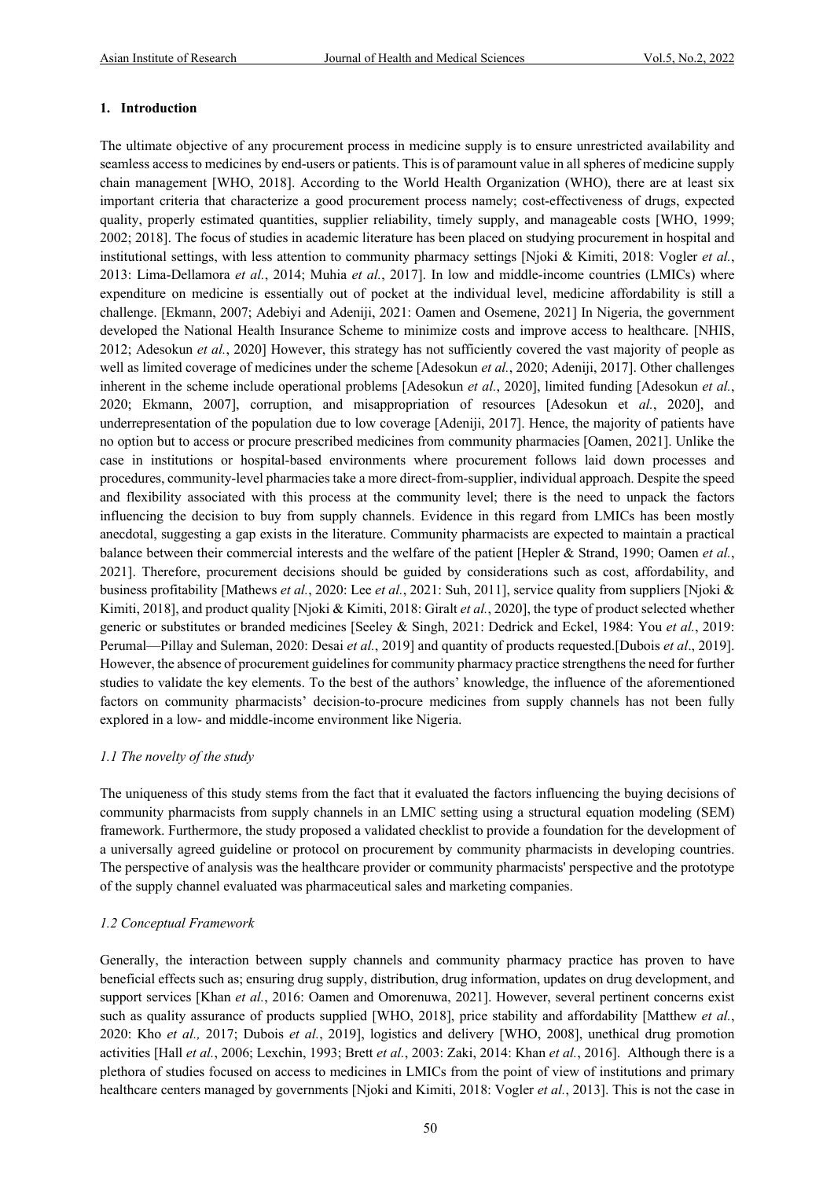## 1. Introduction

The ultimate objective of any procurement process in medicine supply is to ensure unrestricted availability and seamless access to medicines by end-users or patients. This is of paramount value in all spheres of medicine supply chain management [WHO, 2018]. According to the World Health Organization (WHO), there are at least six important criteria that characterize a good procurement process namely; cost-effectiveness of drugs, expected quality, properly estimated quantities, supplier reliability, timely supply, and manageable costs [WHO, 1999; 2002; 2018]. The focus of studies in academic literature has been placed on studying procurement in hospital and institutional settings, with less attention to community pharmacy settings [Njoki & Kimiti, 2018: Vogler *et al.*, 2013: Lima-Dellamora *et al.*, 2014; Muhia *et al.*, 2017]. In low and middle-income countries (LMICs) where expenditure on medicine is essentially out of pocket at the individual level, medicine affordability is still a challenge. [Ekmann, 2007; Adebiyi and Adeniji, 2021: Oamen and Osemene, 2021] In Nigeria, the government developed the National Health Insurance Scheme to minimize costs and improve access to healthcare. [NHIS, 2012; Adesokun *et al.*, 2020] However, this strategy has not sufficiently covered the vast majority of people as well as limited coverage of medicines under the scheme [Adesokun *et al.*, 2020; Adeniji, 2017]. Other challenges inherent in the scheme include operational problems [Adesokun *et al.*, 2020], limited funding [Adesokun *et al.*, 2020; Ekmann, 2007], corruption, and misappropriation of resources [Adesokun et *al.*, 2020], and underrepresentation of the population due to low coverage [Adeniji, 2017]. Hence, the majority of patients have no option but to access or procure prescribed medicines from community pharmacies [Oamen, 2021]. Unlike the case in institutions or hospital-based environments where procurement follows laid down processes and procedures, community-level pharmacies take a more direct-from-supplier, individual approach. Despite the speed and flexibility associated with this process at the community level; there is the need to unpack the factors influencing the decision to buy from supply channels. Evidence in this regard from LMICs has been mostly anecdotal, suggesting a gap exists in the literature. Community pharmacists are expected to maintain a practical balance between their commercial interests and the welfare of the patient [Hepler & Strand, 1990; Oamen *et al.*, 2021]. Therefore, procurement decisions should be guided by considerations such as cost, affordability, and business profitability [Mathews *et al.*, 2020: Lee *et al.*, 2021: Suh, 2011], service quality from suppliers [Njoki & Kimiti, 2018], and product quality [Njoki & Kimiti, 2018: Giralt *et al.*, 2020], the type of product selected whether generic or substitutes or branded medicines [Seeley & Singh, 2021: Dedrick and Eckel, 1984: You *et al.*, 2019: Perumal—Pillay and Suleman, 2020: Desai *et al.*, 2019] and quantity of products requested.[Dubois *et al*., 2019]. However, the absence of procurement guidelines for community pharmacy practice strengthens the need for further studies to validate the key elements. To the best of the authors' knowledge, the influence of the aforementioned factors on community pharmacists' decision-to-procure medicines from supply channels has not been fully explored in a low- and middle-income environment like Nigeria.

### *1.1 The novelty of the study*

The uniqueness of this study stems from the fact that it evaluated the factors influencing the buying decisions of community pharmacists from supply channels in an LMIC setting using a structural equation modeling (SEM) framework. Furthermore, the study proposed a validated checklist to provide a foundation for the development of a universally agreed guideline or protocol on procurement by community pharmacists in developing countries. The perspective of analysis was the healthcare provider or community pharmacists' perspective and the prototype of the supply channel evaluated was pharmaceutical sales and marketing companies.

### *1.2 Conceptual Framework*

Generally, the interaction between supply channels and community pharmacy practice has proven to have beneficial effects such as; ensuring drug supply, distribution, drug information, updates on drug development, and support services [Khan *et al.*, 2016: Oamen and Omorenuwa, 2021]. However, several pertinent concerns exist such as quality assurance of products supplied [WHO, 2018], price stability and affordability [Matthew *et al.*, 2020: Kho *et al.,* 2017; Dubois *et al.*, 2019], logistics and delivery [WHO, 2008], unethical drug promotion activities [Hall *et al.*, 2006; Lexchin, 1993; Brett *et al.*, 2003: Zaki, 2014: Khan *et al.*, 2016]. Although there is a plethora of studies focused on access to medicines in LMICs from the point of view of institutions and primary healthcare centers managed by governments [Njoki and Kimiti, 2018: Vogler *et al.*, 2013]. This is not the case in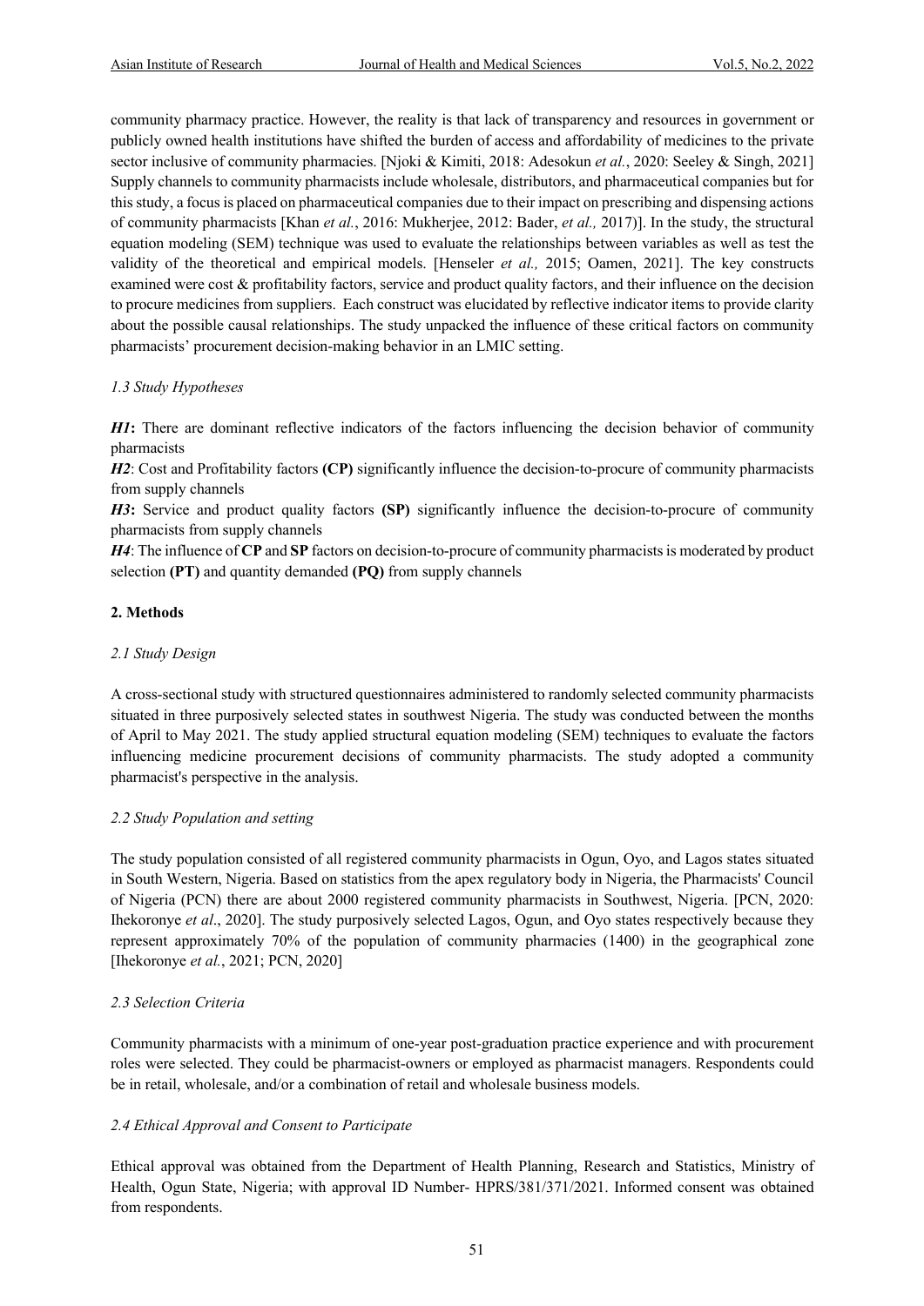community pharmacy practice. However, the reality is that lack of transparency and resources in government or publicly owned health institutions have shifted the burden of access and affordability of medicines to the private sector inclusive of community pharmacies. [Njoki & Kimiti, 2018: Adesokun *et al.*, 2020: Seeley & Singh, 2021] Supply channels to community pharmacists include wholesale, distributors, and pharmaceutical companies but for this study, a focus is placed on pharmaceutical companies due to their impact on prescribing and dispensing actions of community pharmacists [Khan *et al.*, 2016: Mukherjee, 2012: Bader, *et al.,* 2017)]. In the study, the structural equation modeling (SEM) technique was used to evaluate the relationships between variables as well as test the validity of the theoretical and empirical models. [Henseler *et al.,* 2015; Oamen, 2021]. The key constructs examined were cost & profitability factors, service and product quality factors, and their influence on the decision to procure medicines from suppliers. Each construct was elucidated by reflective indicator items to provide clarity about the possible causal relationships. The study unpacked the influence of these critical factors on community pharmacists' procurement decision-making behavior in an LMIC setting.

### *1.3 Study Hypotheses*

***H1*****:** There are dominant reflective indicators of the factors influencing the decision behavior of community pharmacists

***H2***: Cost and Profitability factors **(CP)** significantly influence the decision-to-procure of community pharmacists from supply channels

***H3*****:** Service and product quality factors **(SP)** significantly influence the decision-to-procure of community pharmacists from supply channels

***H4***: The influence of **CP** and **SP** factors on decision-to-procure of community pharmacists is moderated by product selection **(PT)** and quantity demanded **(PQ)** from supply channels

## **2. Methods**

### *2.1 Study Design*

A cross-sectional study with structured questionnaires administered to randomly selected community pharmacists situated in three purposively selected states in southwest Nigeria. The study was conducted between the months of April to May 2021. The study applied structural equation modeling (SEM) techniques to evaluate the factors influencing medicine procurement decisions of community pharmacists. The study adopted a community pharmacist's perspective in the analysis.

### *2.2 Study Population and setting*

The study population consisted of all registered community pharmacists in Ogun, Oyo, and Lagos states situated in South Western, Nigeria. Based on statistics from the apex regulatory body in Nigeria, the Pharmacists' Council of Nigeria (PCN) there are about 2000 registered community pharmacists in Southwest, Nigeria. [PCN, 2020: Ihekoronye *et al*., 2020]. The study purposively selected Lagos, Ogun, and Oyo states respectively because they represent approximately 70% of the population of community pharmacies (1400) in the geographical zone [Ihekoronye *et al.*, 2021; PCN, 2020]

### *2.3 Selection Criteria*

Community pharmacists with a minimum of one-year post-graduation practice experience and with procurement roles were selected. They could be pharmacist-owners or employed as pharmacist managers. Respondents could be in retail, wholesale, and/or a combination of retail and wholesale business models.

### *2.4 Ethical Approval and Consent to Participate*

Ethical approval was obtained from the Department of Health Planning, Research and Statistics, Ministry of Health, Ogun State, Nigeria; with approval ID Number- HPRS/381/371/2021. Informed consent was obtained from respondents.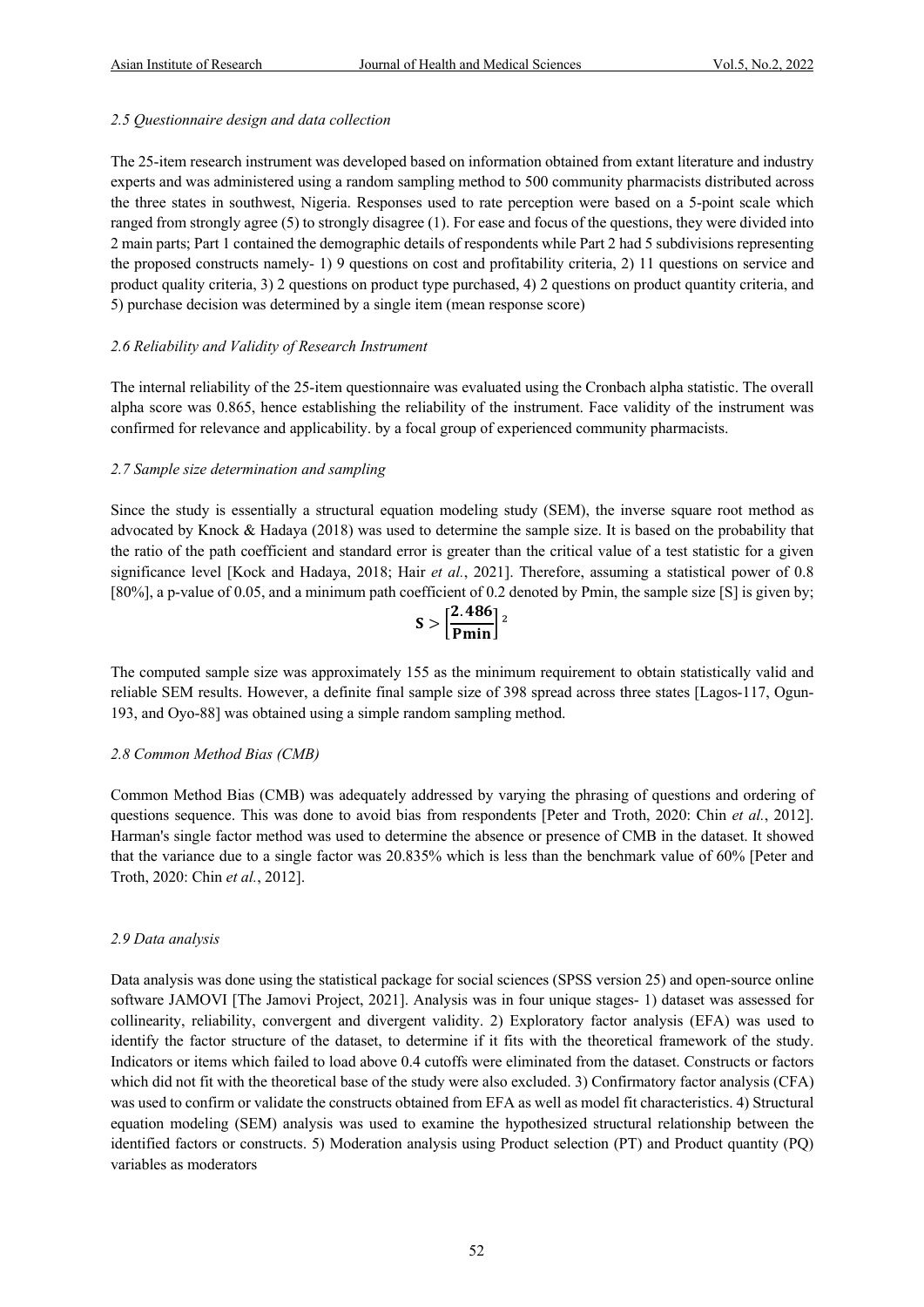*2.5 Questionnaire design and data collection*

The 25-item research instrument was developed based on information obtained from extant literature and industry experts and was administered using a random sampling method to 500 community pharmacists distributed across the three states in southwest, Nigeria. Responses used to rate perception were based on a 5-point scale which ranged from strongly agree (5) to strongly disagree (1). For ease and focus of the questions, they were divided into 2 main parts; Part 1 contained the demographic details of respondents while Part 2 had 5 subdivisions representing the proposed constructs namely- 1) 9 questions on cost and profitability criteria, 2) 11 questions on service and product quality criteria, 3) 2 questions on product type purchased, 4) 2 questions on product quantity criteria, and 5) purchase decision was determined by a single item (mean response score)

*2.6 Reliability and Validity of Research Instrument*

The internal reliability of the 25-item questionnaire was evaluated using the Cronbach alpha statistic. The overall alpha score was 0.865, hence establishing the reliability of the instrument. Face validity of the instrument was confirmed for relevance and applicability. by a focal group of experienced community pharmacists.

*2.7 Sample size determination and sampling*

Since the study is essentially a structural equation modeling study (SEM), the inverse square root method as advocated by Knock & Hadaya (2018) was used to determine the sample size. It is based on the probability that the ratio of the path coefficient and standard error is greater than the critical value of a test statistic for a given significance level [Kock and Hadaya, 2018; Hair *et al.*, 2021]. Therefore, assuming a statistical power of 0.8 [80%], a p-value of 0.05, and a minimum path coefficient of 0.2 denoted by Pmin, the sample size [S] is given by;

$$\mathbf{S} > \left[\frac{\mathbf{2.486}}{\mathbf{Pmin}}\right]^2$$

The computed sample size was approximately 155 as the minimum requirement to obtain statistically valid and reliable SEM results. However, a definite final sample size of 398 spread across three states [Lagos-117, Ogun-193, and Oyo-88] was obtained using a simple random sampling method.

*2.8 Common Method Bias (CMB)*

Common Method Bias (CMB) was adequately addressed by varying the phrasing of questions and ordering of questions sequence. This was done to avoid bias from respondents [Peter and Troth, 2020: Chin *et al.*, 2012]. Harman's single factor method was used to determine the absence or presence of CMB in the dataset. It showed that the variance due to a single factor was 20.835% which is less than the benchmark value of 60% [Peter and Troth, 2020: Chin *et al.*, 2012].

*2.9 Data analysis*

Data analysis was done using the statistical package for social sciences (SPSS version 25) and open-source online software JAMOVI [The Jamovi Project, 2021]. Analysis was in four unique stages- 1) dataset was assessed for collinearity, reliability, convergent and divergent validity. 2) Exploratory factor analysis (EFA) was used to identify the factor structure of the dataset, to determine if it fits with the theoretical framework of the study. Indicators or items which failed to load above 0.4 cutoffs were eliminated from the dataset. Constructs or factors which did not fit with the theoretical base of the study were also excluded. 3) Confirmatory factor analysis (CFA) was used to confirm or validate the constructs obtained from EFA as well as model fit characteristics. 4) Structural equation modeling (SEM) analysis was used to examine the hypothesized structural relationship between the identified factors or constructs. 5) Moderation analysis using Product selection (PT) and Product quantity (PQ) variables as moderators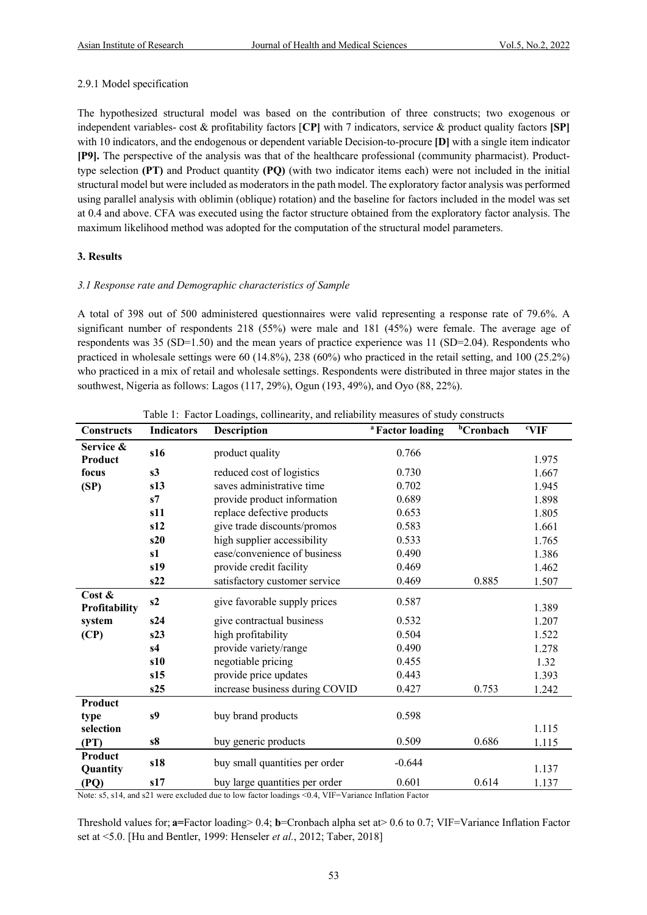#### 2.9.1 Model specification

The hypothesized structural model was based on the contribution of three constructs; two exogenous or independent variables- cost & profitability factors [**CP**] with 7 indicators, service & product quality factors **[SP]** with 10 indicators, and the endogenous or dependent variable Decision-to-procure **[D]** with a single item indicator **[P9].** The perspective of the analysis was that of the healthcare professional (community pharmacist). Product-type selection **(PT)** and Product quantity **(PQ)** (with two indicator items each) were not included in the initial structural model but were included as moderators in the path model. The exploratory factor analysis was performed using parallel analysis with oblimin (oblique) rotation) and the baseline for factors included in the model was set at 0.4 and above. CFA was executed using the factor structure obtained from the exploratory factor analysis. The maximum likelihood method was adopted for the computation of the structural model parameters.

## 3. Results

### *3.1 Response rate and Demographic characteristics of Sample*

A total of 398 out of 500 administered questionnaires were valid representing a response rate of 79.6%. A significant number of respondents 218 (55%) were male and 181 (45%) were female. The average age of respondents was 35 (SD=1.50) and the mean years of practice experience was 11 (SD=2.04). Respondents who practiced in wholesale settings were 60 (14.8%), 238 (60%) who practiced in the retail setting, and 100 (25.2%) who practiced in a mix of retail and wholesale settings. Respondents were distributed in three major states in the southwest, Nigeria as follows: Lagos (117, 29%), Ogun (193, 49%), and Oyo (88, 22%).

Table 1: Factor Loadings, collinearity, and reliability measures of study constructs

| Constructs | Indicators | Description | [a] Factor loading | [b] Cronbach | [c] VIF |
|---|---|---|---|---|---|
| **Service & Product focus (SP)** | **s16** | product quality | 0.766 | | 1.975 |
| | **s3** | reduced cost of logistics | 0.730 | | 1.667 |
| | **s13** | saves administrative time | 0.702 | | 1.945 |
| | **s7** | provide product information | 0.689 | | 1.898 |
| | **s11** | replace defective products | 0.653 | | 1.805 |
| | **s12** | give trade discounts/promos | 0.583 | | 1.661 |
| | **s20** | high supplier accessibility | 0.533 | | 1.765 |
| | **s1** | ease/convenience of business | 0.490 | | 1.386 |
| | **s19** | provide credit facility | 0.469 | | 1.462 |
| | **s22** | satisfactory customer service | 0.469 | 0.885 | 1.507 |
| **Cost & Profitability system (CP)** | **s2** | give favorable supply prices | 0.587 | | 1.389 |
| | **s24** | give contractual business | 0.532 | | 1.207 |
| | **s23** | high profitability | 0.504 | | 1.522 |
| | **s4** | provide variety/range | 0.490 | | 1.278 |
| | **s10** | negotiable pricing | 0.455 | | 1.32 |
| | **s15** | provide price updates | 0.443 | | 1.393 |
| | **s25** | increase business during COVID | 0.427 | 0.753 | 1.242 |
| **Product type selection (PT)** | **s9** | buy brand products | 0.598 | | 1.115 |
| | **s8** | buy generic products | 0.509 | 0.686 | 1.115 |
| **Product Quantity (PQ)** | **s18** | buy small quantities per order | -0.644 | | 1.137 |
| | **s17** | buy large quantities per order | 0.601 | 0.614 | 1.137 |

Note: s5, s14, and s21 were excluded due to low factor loadings <0.4, VIF=Variance Inflation Factor

Threshold values for; **a=**Factor loading> 0.4; **b**=Cronbach alpha set at> 0.6 to 0.7; VIF=Variance Inflation Factor set at <5.0. [Hu and Bentler, 1999: Henseler *et al.*, 2012; Taber, 2018]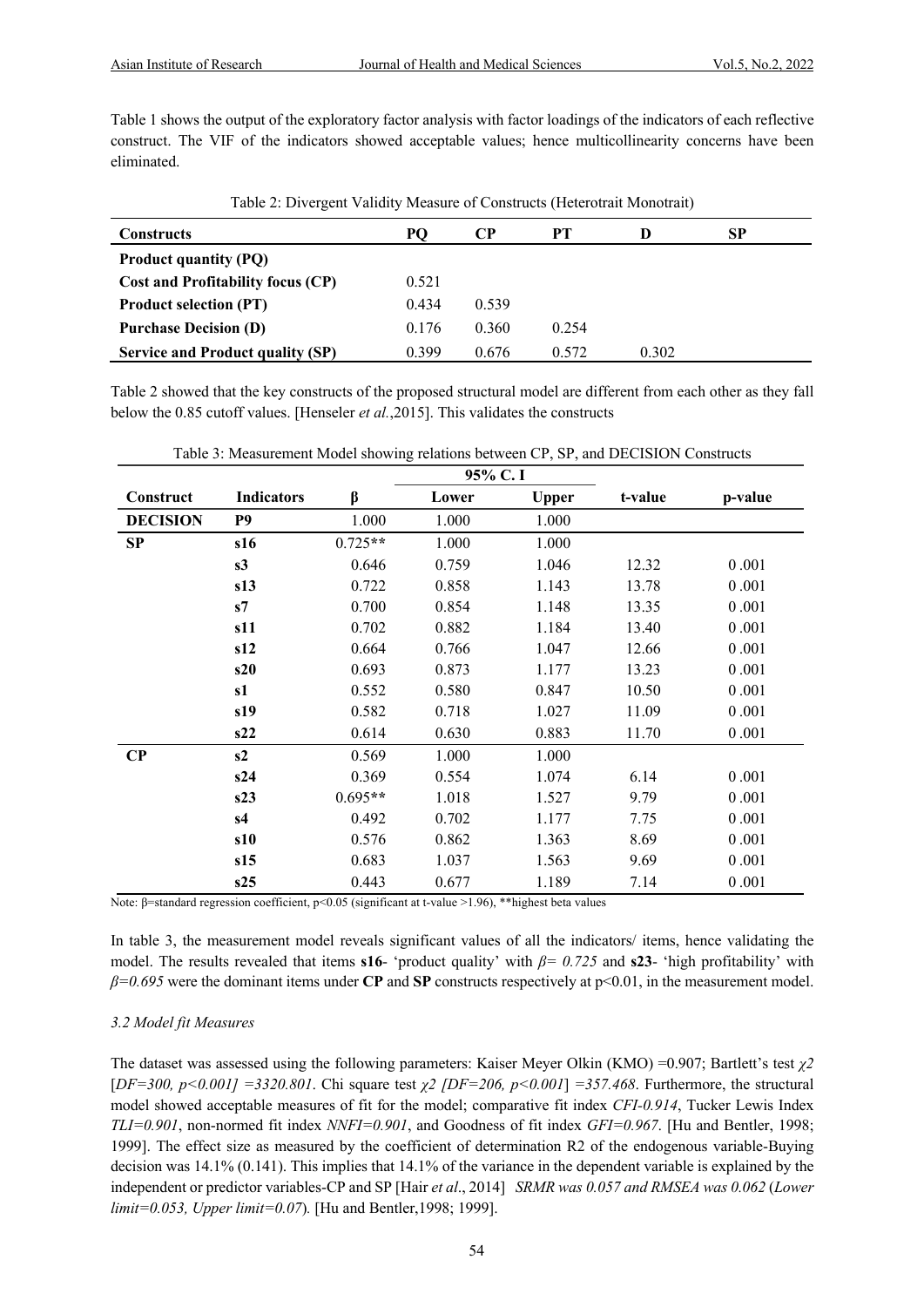Table 1 shows the output of the exploratory factor analysis with factor loadings of the indicators of each reflective construct. The VIF of the indicators showed acceptable values; hence multicollinearity concerns have been eliminated.

Table 2: Divergent Validity Measure of Constructs (Heterotrait Monotrait)

| Constructs | PQ | CP | PT | D | SP |
|---|---|---|---|---|---|
| **Product quantity (PQ)** | | | | | |
| **Cost and Profitability focus (CP)** | 0.521 | | | | |
| **Product selection (PT)** | 0.434 | 0.539 | | | |
| **Purchase Decision (D)** | 0.176 | 0.360 | 0.254 | | |
| **Service and Product quality (SP)** | 0.399 | 0.676 | 0.572 | 0.302 | |

Table 2 showed that the key constructs of the proposed structural model are different from each other as they fall below the 0.85 cutoff values. [Henseler *et al.*,2015]. This validates the constructs

Table 3: Measurement Model showing relations between CP, SP, and DECISION Constructs

| Construct | Indicators | β | 95% C. I | | t-value | p-value |
|---|---|---|---|---|---|---|
| | | | Lower | Upper | | |
| **DECISION** | **P9** | 1.000 | 1.000 | 1.000 | | |
| **SP** | **s16** | 0.725** | 1.000 | 1.000 | | |
| | **s3** | 0.646 | 0.759 | 1.046 | 12.32 | 0 .001 |
| | **s13** | 0.722 | 0.858 | 1.143 | 13.78 | 0 .001 |
| | **s7** | 0.700 | 0.854 | 1.148 | 13.35 | 0 .001 |
| | **s11** | 0.702 | 0.882 | 1.184 | 13.40 | 0 .001 |
| | **s12** | 0.664 | 0.766 | 1.047 | 12.66 | 0 .001 |
| | **s20** | 0.693 | 0.873 | 1.177 | 13.23 | 0 .001 |
| | **s1** | 0.552 | 0.580 | 0.847 | 10.50 | 0 .001 |
| | **s19** | 0.582 | 0.718 | 1.027 | 11.09 | 0 .001 |
| | **s22** | 0.614 | 0.630 | 0.883 | 11.70 | 0 .001 |
| **CP** | **s2** | 0.569 | 1.000 | 1.000 | | |
| | **s24** | 0.369 | 0.554 | 1.074 | 6.14 | 0 .001 |
| | **s23** | 0.695** | 1.018 | 1.527 | 9.79 | 0 .001 |
| | **s4** | 0.492 | 0.702 | 1.177 | 7.75 | 0 .001 |
| | **s10** | 0.576 | 0.862 | 1.363 | 8.69 | 0 .001 |
| | **s15** | 0.683 | 1.037 | 1.563 | 9.69 | 0 .001 |
| | **s25** | 0.443 | 0.677 | 1.189 | 7.14 | 0 .001 |

Note: β=standard regression coefficient, $p<0.05$ (significant at t-value >1.96), **highest beta values

In table 3, the measurement model reveals significant values of all the indicators/ items, hence validating the model. The results revealed that items **s16**- 'product quality' with $\beta = 0.725$ and **s23**- 'high profitability' with $\beta = 0.695$ were the dominant items under **CP** and **SP** constructs respectively at $p<0.01$, in the measurement model.

### *3.2 Model fit Measures*

The dataset was assessed using the following parameters: Kaiser Meyer Olkin (KMO) =0.907; Bartlett's test $\chi 2$ [$DF=300, p<0.001$] $=3320.801$. Chi square test $\chi 2$ [$DF=206, p<0.001$] $=357.468$. Furthermore, the structural model showed acceptable measures of fit for the model; comparative fit index *CFI-0.914*, Tucker Lewis Index *TLI=0.901*, non-normed fit index *NNFI=0.901*, and Goodness of fit index *GFI=0.967*. [Hu and Bentler, 1998; 1999]. The effect size as measured by the coefficient of determination R2 of the endogenous variable-Buying decision was 14.1% (0.141). This implies that 14.1% of the variance in the dependent variable is explained by the independent or predictor variables-CP and SP [Hair *et al*., 2014] *SRMR was 0.057 and RMSEA was 0.062* (*Lower limit=0.053, Upper limit=0.07*). [Hu and Bentler,1998; 1999].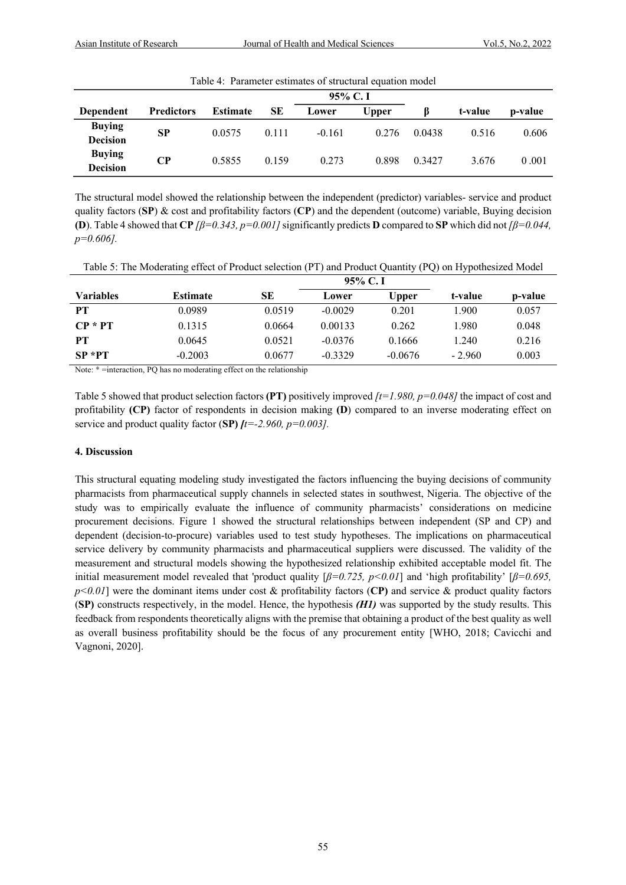Table 4: Parameter estimates of structural equation model

| Dependent | Predictors | Estimate | SE | 95% C. I | | β | t-value | p-value |
|---|---|---|---|---|---|---|---|---|
| | | | | Lower | Upper | | | |
| Buying Decision | SP | 0.0575 | 0.111 | -0.161 | 0.276 | 0.0438 | 0.516 | 0.606 |
| Buying Decision | CP | 0.5855 | 0.159 | 0.273 | 0.898 | 0.3427 | 3.676 | 0 .001 |

The structural model showed the relationship between the independent (predictor) variables- service and product quality factors (**SP**) & cost and profitability factors (**CP**) and the dependent (outcome) variable, Buying decision **(D**). Table 4 showed that **CP** *[β=0.343, p=0.001]* significantly predicts **D** compared to **SP** which did not *[β=0.044, p=0.606].*

Table 5: The Moderating effect of Product selection (PT) and Product Quantity (PQ) on Hypothesized Model

| Variables | Estimate | SE | 95% C. I | | t-value | p-value |
|---|---|---|---|---|---|---|
| | | | Lower | Upper | | |
| **PT** | 0.0989 | 0.0519 | -0.0029 | 0.201 | 1.900 | 0.057 |
| **CP * PT** | 0.1315 | 0.0664 | 0.00133 | 0.262 | 1.980 | 0.048 |
| **PT** | 0.0645 | 0.0521 | -0.0376 | 0.1666 | 1.240 | 0.216 |
| **SP *PT** | -0.2003 | 0.0677 | -0.3329 | -0.0676 | - 2.960 | 0.003 |

Note: * =interaction, PQ has no moderating effect on the relationship

Table 5 showed that product selection factors **(PT)** positively improved *[t=1.980, p=0.048]* the impact of cost and profitability **(CP)** factor of respondents in decision making **(D**) compared to an inverse moderating effect on service and product quality factor (**SP)** *[t=-2.960, p=0.003].*

#### 4. Discussion

This structural equating modeling study investigated the factors influencing the buying decisions of community pharmacists from pharmaceutical supply channels in selected states in southwest, Nigeria. The objective of the study was to empirically evaluate the influence of community pharmacists' considerations on medicine procurement decisions. Figure 1 showed the structural relationships between independent (SP and CP) and dependent (decision-to-procure) variables used to test study hypotheses. The implications on pharmaceutical service delivery by community pharmacists and pharmaceutical suppliers were discussed. The validity of the measurement and structural models showing the hypothesized relationship exhibited acceptable model fit. The initial measurement model revealed that 'product quality [*β=0.725, p<0.01*] and 'high profitability' [*β=0.695, p<0.01*] were the dominant items under cost & profitability factors (**CP)** and service & product quality factors (**SP)** constructs respectively, in the model. Hence, the hypothesis ***(H1)*** was supported by the study results. This feedback from respondents theoretically aligns with the premise that obtaining a product of the best quality as well as overall business profitability should be the focus of any procurement entity [WHO, 2018; Cavicchi and Vagnoni, 2020].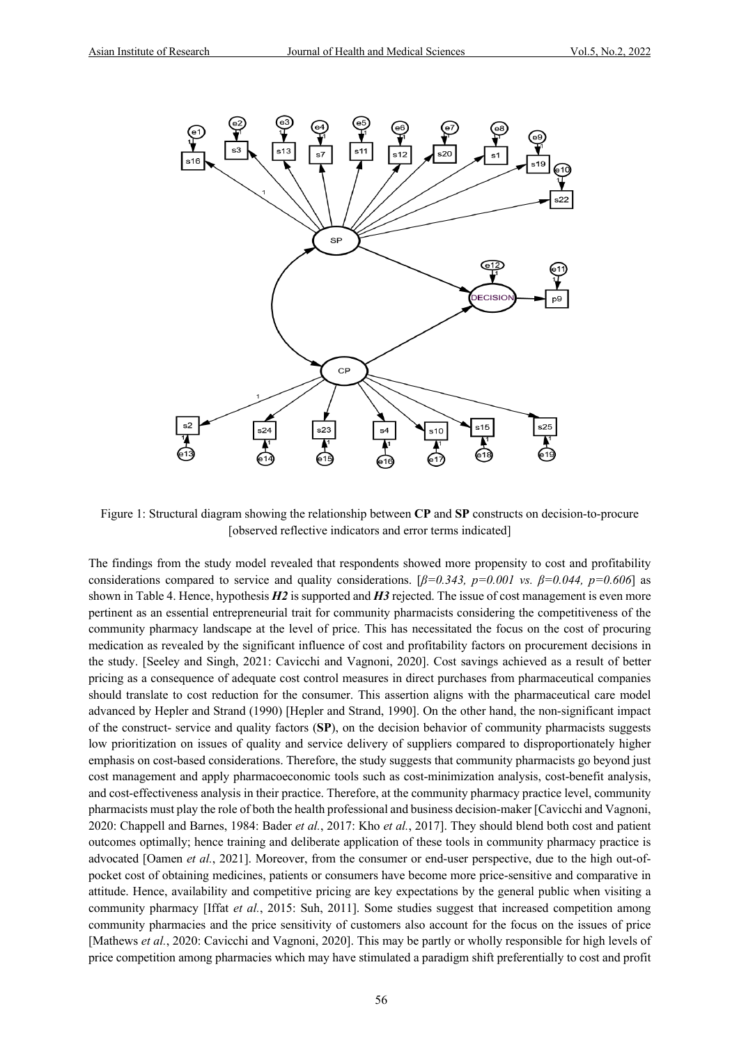Figure 1: Structural diagram showing the relationship between **CP** and **SP** constructs on decision-to-procure [observed reflective indicators and error terms indicated]

The findings from the study model revealed that respondents showed more propensity to cost and profitability considerations compared to service and quality considerations. [*β=0.343, p=0.001 vs. β=0.044, p=0.606*] as shown in Table 4. Hence, hypothesis ***H2*** is supported and ***H3*** rejected. The issue of cost management is even more pertinent as an essential entrepreneurial trait for community pharmacists considering the competitiveness of the community pharmacy landscape at the level of price. This has necessitated the focus on the cost of procuring medication as revealed by the significant influence of cost and profitability factors on procurement decisions in the study. [Seeley and Singh, 2021: Cavicchi and Vagnoni, 2020]. Cost savings achieved as a result of better pricing as a consequence of adequate cost control measures in direct purchases from pharmaceutical companies should translate to cost reduction for the consumer. This assertion aligns with the pharmaceutical care model advanced by Hepler and Strand (1990) [Hepler and Strand, 1990]. On the other hand, the non-significant impact of the construct- service and quality factors (**SP**), on the decision behavior of community pharmacists suggests low prioritization on issues of quality and service delivery of suppliers compared to disproportionately higher emphasis on cost-based considerations. Therefore, the study suggests that community pharmacists go beyond just cost management and apply pharmacoeconomic tools such as cost-minimization analysis, cost-benefit analysis, and cost-effectiveness analysis in their practice. Therefore, at the community pharmacy practice level, community pharmacists must play the role of both the health professional and business decision-maker [Cavicchi and Vagnoni, 2020: Chappell and Barnes, 1984: Bader *et al.*, 2017: Kho *et al.*, 2017]. They should blend both cost and patient outcomes optimally; hence training and deliberate application of these tools in community pharmacy practice is advocated [Oamen *et al.*, 2021]. Moreover, from the consumer or end-user perspective, due to the high out-of-pocket cost of obtaining medicines, patients or consumers have become more price-sensitive and comparative in attitude. Hence, availability and competitive pricing are key expectations by the general public when visiting a community pharmacy [Iffat *et al.*, 2015: Suh, 2011]. Some studies suggest that increased competition among community pharmacies and the price sensitivity of customers also account for the focus on the issues of price [Mathews *et al.*, 2020: Cavicchi and Vagnoni, 2020]. This may be partly or wholly responsible for high levels of price competition among pharmacies which may have stimulated a paradigm shift preferentially to cost and profit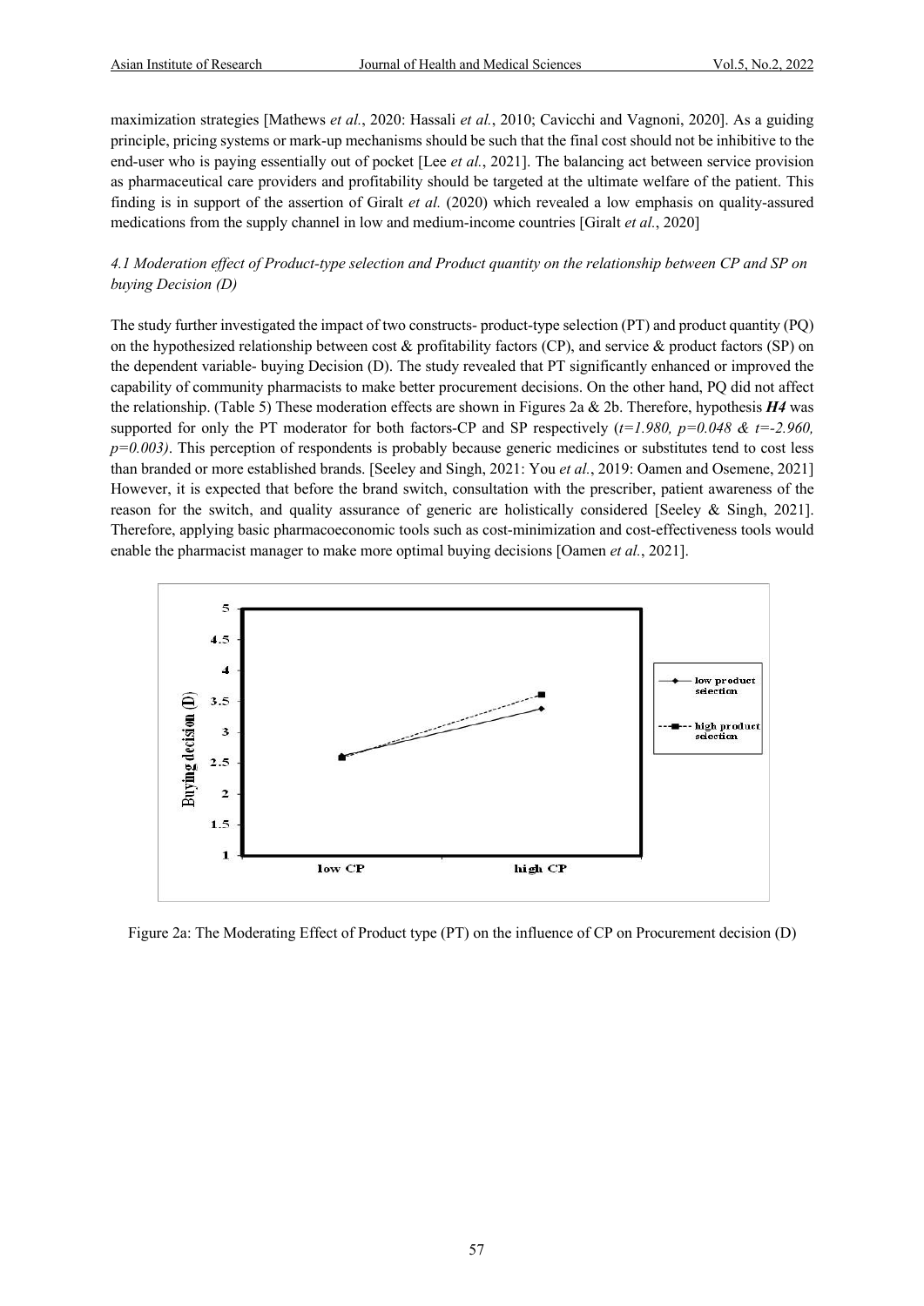maximization strategies [Mathews *et al.*, 2020: Hassali *et al.*, 2010; Cavicchi and Vagnoni, 2020]. As a guiding principle, pricing systems or mark-up mechanisms should be such that the final cost should not be inhibitive to the end-user who is paying essentially out of pocket [Lee *et al.*, 2021]. The balancing act between service provision as pharmaceutical care providers and profitability should be targeted at the ultimate welfare of the patient. This finding is in support of the assertion of Giralt *et al.* (2020) which revealed a low emphasis on quality-assured medications from the supply channel in low and medium-income countries [Giralt *et al.*, 2020]

### *4.1 Moderation effect of Product-type selection and Product quantity on the relationship between CP and SP on buying Decision (D)*

The study further investigated the impact of two constructs- product-type selection (PT) and product quantity (PQ) on the hypothesized relationship between cost & profitability factors (CP), and service & product factors (SP) on the dependent variable- buying Decision (D). The study revealed that PT significantly enhanced or improved the capability of community pharmacists to make better procurement decisions. On the other hand, PQ did not affect the relationship. (Table 5) These moderation effects are shown in Figures 2a & 2b. Therefore, hypothesis ***H4*** was supported for only the PT moderator for both factors-CP and SP respectively (*t=1.980, p=0.048 & t=-2.960, p=0.003)*. This perception of respondents is probably because generic medicines or substitutes tend to cost less than branded or more established brands. [Seeley and Singh, 2021: You *et al.*, 2019: Oamen and Osemene, 2021] However, it is expected that before the brand switch, consultation with the prescriber, patient awareness of the reason for the switch, and quality assurance of generic are holistically considered [Seeley & Singh, 2021]. Therefore, applying basic pharmacoeconomic tools such as cost-minimization and cost-effectiveness tools would enable the pharmacist manager to make more optimal buying decisions [Oamen *et al.*, 2021].

Figure 2a: The Moderating Effect of Product type (PT) on the influence of CP on Procurement decision (D)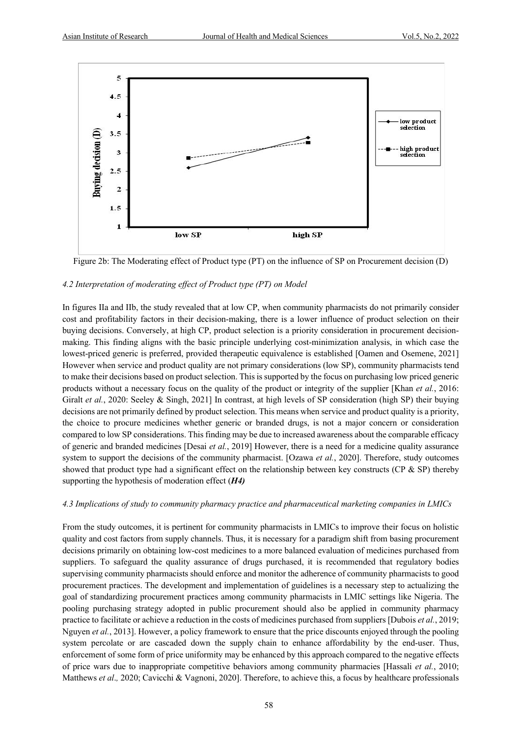Figure 2b: The Moderating effect of Product type (PT) on the influence of SP on Procurement decision (D)

*4.2 Interpretation of moderating effect of Product type (PT) on Model*

In figures IIa and IIb, the study revealed that at low CP, when community pharmacists do not primarily consider cost and profitability factors in their decision-making, there is a lower influence of product selection on their buying decisions. Conversely, at high CP, product selection is a priority consideration in procurement decision-making. This finding aligns with the basic principle underlying cost-minimization analysis, in which case the lowest-priced generic is preferred, provided therapeutic equivalence is established [Oamen and Osemene, 2021] However when service and product quality are not primary considerations (low SP), community pharmacists tend to make their decisions based on product selection. This is supported by the focus on purchasing low priced generic products without a necessary focus on the quality of the product or integrity of the supplier [Khan *et al.*, 2016: Giralt *et al.*, 2020: Seeley & Singh, 2021] In contrast, at high levels of SP consideration (high SP) their buying decisions are not primarily defined by product selection. This means when service and product quality is a priority, the choice to procure medicines whether generic or branded drugs, is not a major concern or consideration compared to low SP considerations. This finding may be due to increased awareness about the comparable efficacy of generic and branded medicines [Desai *et al.*, 2019] However, there is a need for a medicine quality assurance system to support the decisions of the community pharmacist. [Ozawa *et al.*, 2020]. Therefore, study outcomes showed that product type had a significant effect on the relationship between key constructs (CP & SP) thereby supporting the hypothesis of moderation effect (***H4)***

*4.3 Implications of study to community pharmacy practice and pharmaceutical marketing companies in LMICs*

From the study outcomes, it is pertinent for community pharmacists in LMICs to improve their focus on holistic quality and cost factors from supply channels. Thus, it is necessary for a paradigm shift from basing procurement decisions primarily on obtaining low-cost medicines to a more balanced evaluation of medicines purchased from suppliers. To safeguard the quality assurance of drugs purchased, it is recommended that regulatory bodies supervising community pharmacists should enforce and monitor the adherence of community pharmacists to good procurement practices. The development and implementation of guidelines is a necessary step to actualizing the goal of standardizing procurement practices among community pharmacists in LMIC settings like Nigeria. The pooling purchasing strategy adopted in public procurement should also be applied in community pharmacy practice to facilitate or achieve a reduction in the costs of medicines purchased from suppliers [Dubois *et al.*, 2019; Nguyen *et al.*, 2013]. However, a policy framework to ensure that the price discounts enjoyed through the pooling system percolate or are cascaded down the supply chain to enhance affordability by the end-user. Thus, enforcement of some form of price uniformity may be enhanced by this approach compared to the negative effects of price wars due to inappropriate competitive behaviors among community pharmacies [Hassali *et al.*, 2010; Matthews *et al*., 2020; Cavicchi & Vagnoni, 2020]. Therefore, to achieve this, a focus by healthcare professionals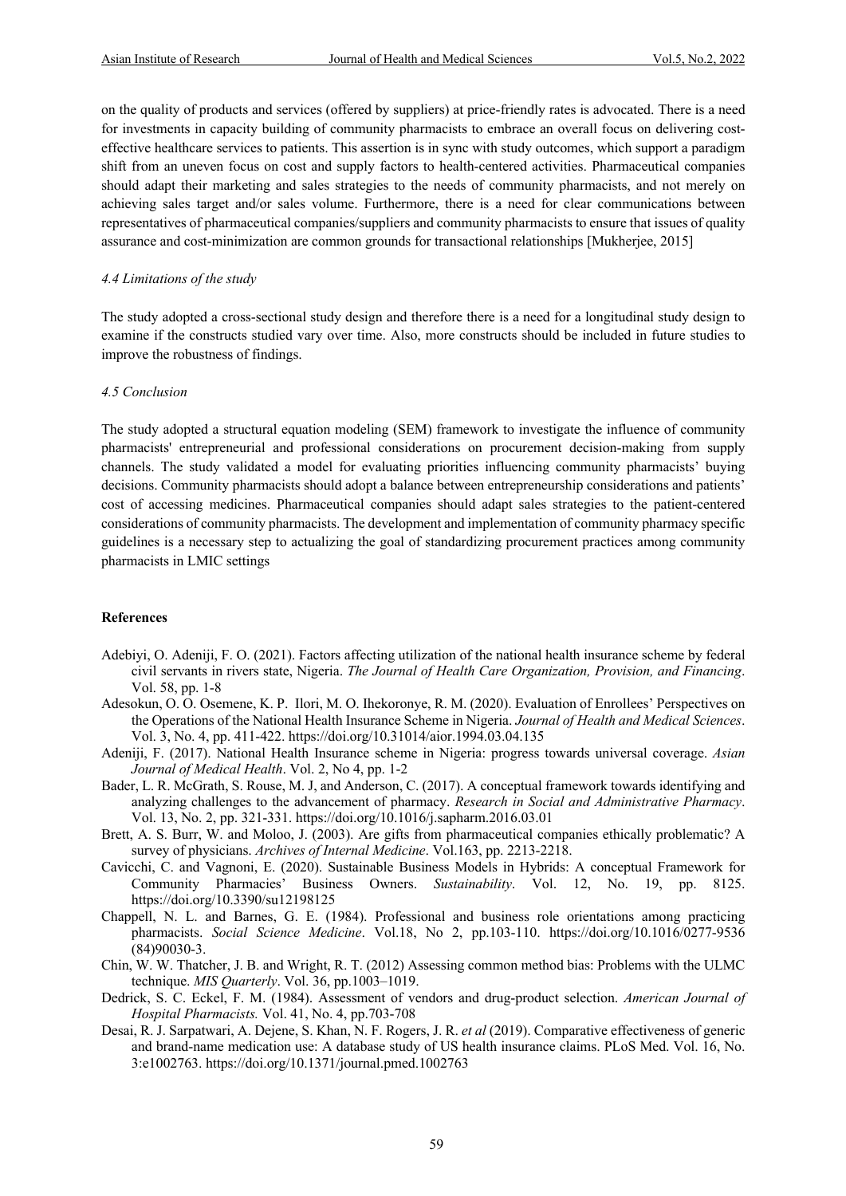on the quality of products and services (offered by suppliers) at price-friendly rates is advocated. There is a need for investments in capacity building of community pharmacists to embrace an overall focus on delivering cost-effective healthcare services to patients. This assertion is in sync with study outcomes, which support a paradigm shift from an uneven focus on cost and supply factors to health-centered activities. Pharmaceutical companies should adapt their marketing and sales strategies to the needs of community pharmacists, and not merely on achieving sales target and/or sales volume. Furthermore, there is a need for clear communications between representatives of pharmaceutical companies/suppliers and community pharmacists to ensure that issues of quality assurance and cost-minimization are common grounds for transactional relationships [Mukherjee, 2015]

### *4.4 Limitations of the study*

The study adopted a cross-sectional study design and therefore there is a need for a longitudinal study design to examine if the constructs studied vary over time. Also, more constructs should be included in future studies to improve the robustness of findings.

### *4.5 Conclusion*

The study adopted a structural equation modeling (SEM) framework to investigate the influence of community pharmacists' entrepreneurial and professional considerations on procurement decision-making from supply channels. The study validated a model for evaluating priorities influencing community pharmacists' buying decisions. Community pharmacists should adopt a balance between entrepreneurship considerations and patients' cost of accessing medicines. Pharmaceutical companies should adapt sales strategies to the patient-centered considerations of community pharmacists. The development and implementation of community pharmacy specific guidelines is a necessary step to actualizing the goal of standardizing procurement practices among community pharmacists in LMIC settings

## References

Adebiyi, O. Adeniji, F. O. (2021). Factors affecting utilization of the national health insurance scheme by federal civil servants in rivers state, Nigeria. *The Journal of Health Care Organization, Provision, and Financing*. Vol. 58, pp. 1-8

Adesokun, O. O. Osemene, K. P. Ilori, M. O. Ihekoronye, R. M. (2020). Evaluation of Enrollees' Perspectives on the Operations of the National Health Insurance Scheme in Nigeria. *Journal of Health and Medical Sciences*. Vol. 3, No. 4, pp. 411-422. https://doi.org/10.31014/aior.1994.03.04.135

Adeniji, F. (2017). National Health Insurance scheme in Nigeria: progress towards universal coverage. *Asian Journal of Medical Health*. Vol. 2, No 4, pp. 1-2

Bader, L. R. McGrath, S. Rouse, M. J, and Anderson, C. (2017). A conceptual framework towards identifying and analyzing challenges to the advancement of pharmacy. *Research in Social and Administrative Pharmacy*. Vol. 13, No. 2, pp. 321-331. https://doi.org/10.1016/j.sapharm.2016.03.01

Brett, A. S. Burr, W. and Moloo, J. (2003). Are gifts from pharmaceutical companies ethically problematic? A survey of physicians. *Archives of Internal Medicine*. Vol.163, pp. 2213-2218.

Cavicchi, C. and Vagnoni, E. (2020). Sustainable Business Models in Hybrids: A conceptual Framework for Community Pharmacies' Business Owners. *Sustainability*. Vol. 12, No. 19, pp. 8125. https://doi.org/10.3390/su12198125

Chappell, N. L. and Barnes, G. E. (1984). Professional and business role orientations among practicing pharmacists. *Social Science Medicine*. Vol.18, No 2, pp.103-110. https://doi.org/10.1016/0277-9536 (84)90030-3.

Chin, W. W. Thatcher, J. B. and Wright, R. T. (2012) Assessing common method bias: Problems with the ULMC technique. *MIS Quarterly*. Vol. 36, pp.1003–1019.

Dedrick, S. C. Eckel, F. M. (1984). Assessment of vendors and drug-product selection. *American Journal of Hospital Pharmacists.* Vol. 41, No. 4, pp.703-708

Desai, R. J. Sarpatwari, A. Dejene, S. Khan, N. F. Rogers, J. R. *et al* (2019). Comparative effectiveness of generic and brand-name medication use: A database study of US health insurance claims. PLoS Med. Vol. 16, No. 3:e1002763. https://doi.org/10.1371/journal.pmed.1002763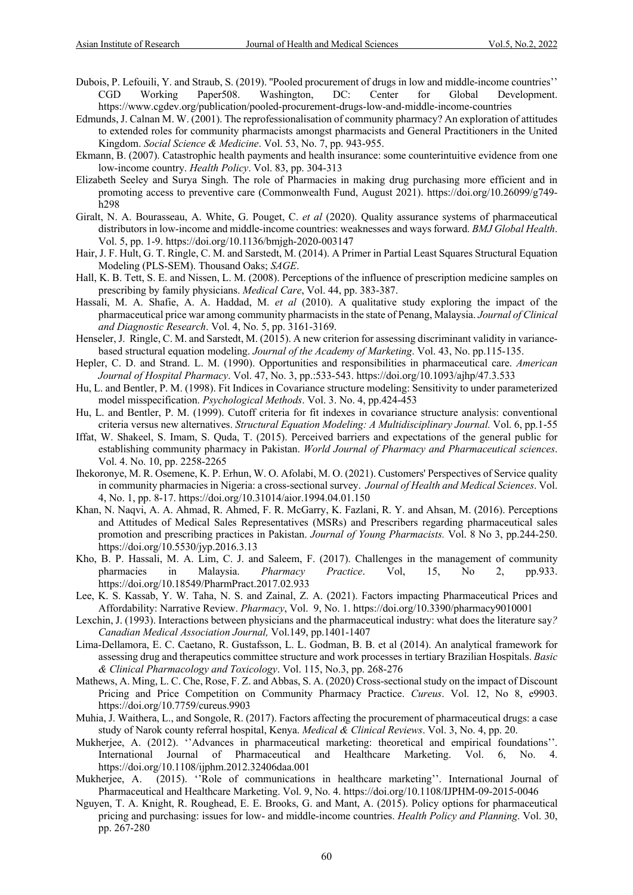Dubois, P. Lefouili, Y. and Straub, S. (2019). "Pooled procurement of drugs in low and middle-income countries'' CGD Working Paper508. Washington, DC: Center for Global Development. https://www.cgdev.org/publication/pooled-procurement-drugs-low-and-middle-income-countries

Edmunds, J. Calnan M. W. (2001). The reprofessionalisation of community pharmacy? An exploration of attitudes to extended roles for community pharmacists amongst pharmacists and General Practitioners in the United Kingdom. *Social Science & Medicine*. Vol. 53, No. 7, pp. 943-955.

Ekmann, B. (2007). Catastrophic health payments and health insurance: some counterintuitive evidence from one low-income country. *Health Policy*. Vol. 83, pp. 304-313

Elizabeth Seeley and Surya Singh. The role of Pharmacies in making drug purchasing more efficient and in promoting access to preventive care (Commonwealth Fund, August 2021). https://doi.org/10.26099/g749-h298

Giralt, N. A. Bourasseau, A. White, G. Pouget, C. *et al* (2020). Quality assurance systems of pharmaceutical distributors in low-income and middle-income countries: weaknesses and ways forward. *BMJ Global Health*. Vol. 5, pp. 1-9. https://doi.org/10.1136/bmjgh-2020-003147

Hair, J. F. Hult, G. T. Ringle, C. M. and Sarstedt, M. (2014). A Primer in Partial Least Squares Structural Equation Modeling (PLS-SEM). Thousand Oaks; *SAGE*.

Hall, K. B. Tett, S. E. and Nissen, L. M. (2008). Perceptions of the influence of prescription medicine samples on prescribing by family physicians. *Medical Care*, Vol. 44, pp. 383-387.

Hassali, M. A. Shafie, A. A. Haddad, M. *et al* (2010). A qualitative study exploring the impact of the pharmaceutical price war among community pharmacists in the state of Penang, Malaysia. *Journal of Clinical and Diagnostic Research*. Vol. 4, No. 5, pp. 3161-3169.

Henseler, J. Ringle, C. M. and Sarstedt, M. (2015). A new criterion for assessing discriminant validity in variance-based structural equation modeling. *Journal of the Academy of Marketing*. Vol. 43, No. pp.115-135.

Hepler, C. D. and Strand. L. M. (1990). Opportunities and responsibilities in pharmaceutical care. *American Journal of Hospital Pharmacy*. Vol. 47, No. 3, pp.:533-543. https://doi.org/10.1093/ajhp/47.3.533

Hu, L. and Bentler, P. M. (1998). Fit Indices in Covariance structure modeling: Sensitivity to under parameterized model misspecification. *Psychological Methods*. Vol. 3. No. 4, pp.424-453

Hu, L. and Bentler, P. M. (1999). Cutoff criteria for fit indexes in covariance structure analysis: conventional criteria versus new alternatives. *Structural Equation Modeling: A Multidisciplinary Journal.* Vol. 6, pp.1-55

Iffat, W. Shakeel, S. Imam, S. Quda, T. (2015). Perceived barriers and expectations of the general public for establishing community pharmacy in Pakistan. *World Journal of Pharmacy and Pharmaceutical sciences*. Vol. 4. No. 10, pp. 2258-2265

Ihekoronye, M. R. Osemene, K. P. Erhun, W. O. Afolabi, M. O. (2021). Customers' Perspectives of Service quality in community pharmacies in Nigeria: a cross-sectional survey. *Journal of Health and Medical Sciences*. Vol. 4, No. 1, pp. 8-17. https://doi.org/10.31014/aior.1994.04.01.150

Khan, N. Naqvi, A. A. Ahmad, R. Ahmed, F. R. McGarry, K. Fazlani, R. Y. and Ahsan, M. (2016). Perceptions and Attitudes of Medical Sales Representatives (MSRs) and Prescribers regarding pharmaceutical sales promotion and prescribing practices in Pakistan. *Journal of Young Pharmacists.* Vol. 8 No 3, pp.244-250. https://doi.org/10.5530/jyp.2016.3.13

Kho, B. P. Hassali, M. A. Lim, C. J. and Saleem, F. (2017). Challenges in the management of community pharmacies in Malaysia. *Pharmacy Practice*. Vol, 15, No 2, pp.933. https://doi.org/10.18549/PharmPract.2017.02.933

Lee, K. S. Kassab, Y. W. Taha, N. S. and Zainal, Z. A. (2021). Factors impacting Pharmaceutical Prices and Affordability: Narrative Review. *Pharmacy*, Vol. 9, No. 1. https://doi.org/10.3390/pharmacy9010001

Lexchin, J. (1993). Interactions between physicians and the pharmaceutical industry: what does the literature say*? Canadian Medical Association Journal,* Vol.149, pp.1401-1407

Lima-Dellamora, E. C. Caetano, R. Gustafsson, L. L. Godman, B. B. et al (2014). An analytical framework for assessing drug and therapeutics committee structure and work processes in tertiary Brazilian Hospitals. *Basic & Clinical Pharmacology and Toxicology*. Vol. 115, No.3, pp. 268-276

Mathews, A. Ming, L. C. Che, Rose, F. Z. and Abbas, S. A. (2020) Cross-sectional study on the impact of Discount Pricing and Price Competition on Community Pharmacy Practice. *Cureus*. Vol. 12, No 8, e9903. https://doi.org/10.7759/cureus.9903

Muhia, J. Waithera, L., and Songole, R. (2017). Factors affecting the procurement of pharmaceutical drugs: a case study of Narok county referral hospital, Kenya. *Medical & Clinical Reviews*. Vol. 3, No. 4, pp. 20.

Mukherjee, A. (2012). ''Advances in pharmaceutical marketing: theoretical and empirical foundations''. International Journal of Pharmaceutical and Healthcare Marketing. Vol. 6, No. 4. https://doi.org/10.1108/ijphm.2012.32406daa.001

Mukherjee, A. (2015). ''Role of communications in healthcare marketing''. International Journal of Pharmaceutical and Healthcare Marketing. Vol. 9, No. 4. https://doi.org/10.1108/IJPHM-09-2015-0046

Nguyen, T. A. Knight, R. Roughead, E. E. Brooks, G. and Mant, A. (2015). Policy options for pharmaceutical pricing and purchasing: issues for low- and middle-income countries. *Health Policy and Planning*. Vol. 30, pp. 267-280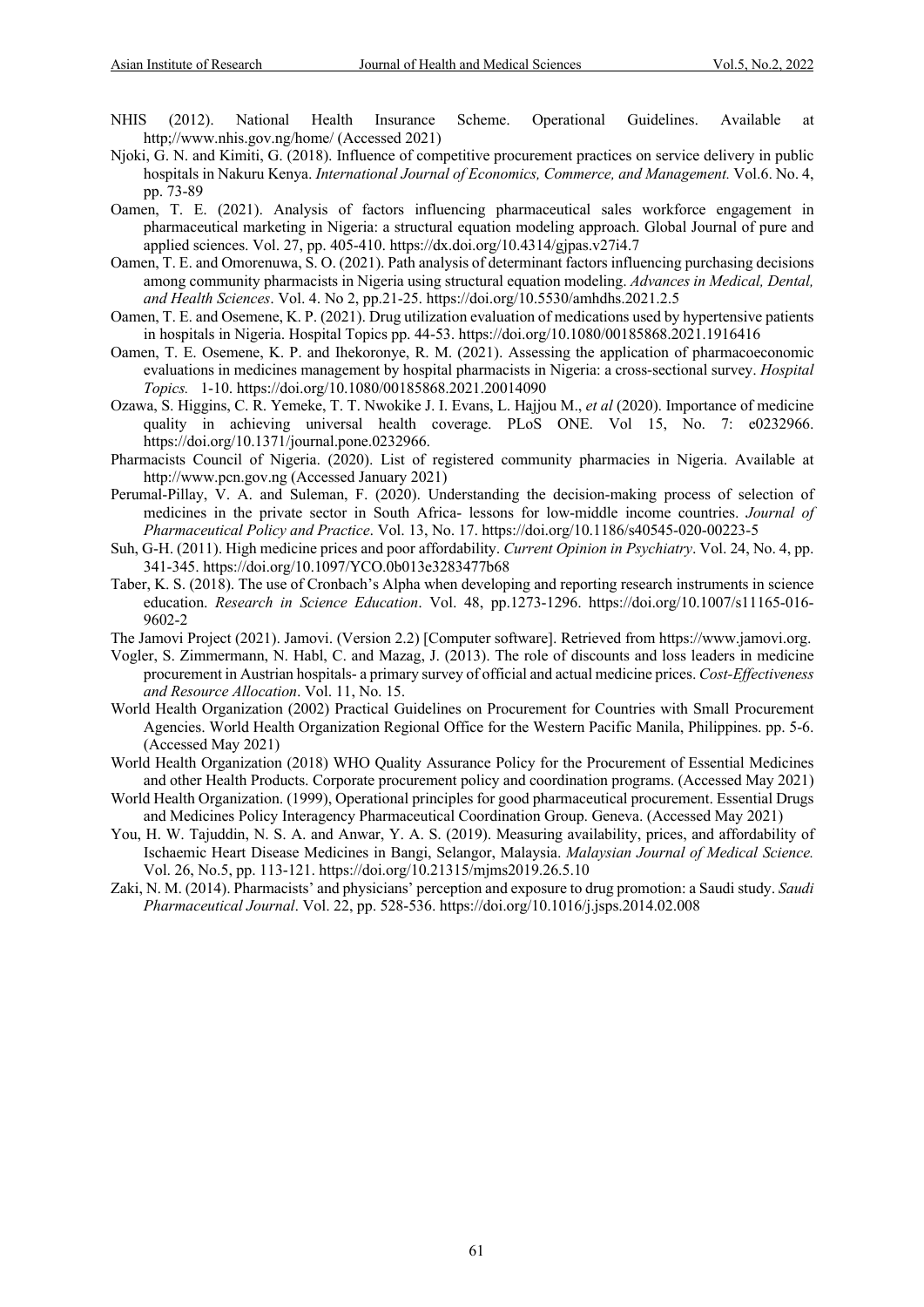NHIS (2012). National Health Insurance Scheme. Operational Guidelines. Available at http;//www.nhis.gov.ng/home/ (Accessed 2021)

Njoki, G. N. and Kimiti, G. (2018). Influence of competitive procurement practices on service delivery in public hospitals in Nakuru Kenya. *International Journal of Economics, Commerce, and Management.* Vol.6. No. 4, pp. 73-89

Oamen, T. E. (2021). Analysis of factors influencing pharmaceutical sales workforce engagement in pharmaceutical marketing in Nigeria: a structural equation modeling approach. Global Journal of pure and applied sciences. Vol. 27, pp. 405-410. https://dx.doi.org/10.4314/gjpas.v27i4.7

Oamen, T. E. and Omorenuwa, S. O. (2021). Path analysis of determinant factors influencing purchasing decisions among community pharmacists in Nigeria using structural equation modeling. *Advances in Medical, Dental, and Health Sciences*. Vol. 4. No 2, pp.21-25. https://doi.org/10.5530/amhdhs.2021.2.5

Oamen, T. E. and Osemene, K. P. (2021). Drug utilization evaluation of medications used by hypertensive patients in hospitals in Nigeria. Hospital Topics pp. 44-53. https://doi.org/10.1080/00185868.2021.1916416

Oamen, T. E. Osemene, K. P. and Ihekoronye, R. M. (2021). Assessing the application of pharmacoeconomic evaluations in medicines management by hospital pharmacists in Nigeria: a cross-sectional survey. *Hospital Topics.* 1-10. https://doi.org/10.1080/00185868.2021.20014090

Ozawa, S. Higgins, C. R. Yemeke, T. T. Nwokike J. I. Evans, L. Hajjou M., *et al* (2020). Importance of medicine quality in achieving universal health coverage. PLoS ONE. Vol 15, No. 7: e0232966. https://doi.org/10.1371/journal.pone.0232966.

Pharmacists Council of Nigeria. (2020). List of registered community pharmacies in Nigeria. Available at http://www.pcn.gov.ng (Accessed January 2021)

Perumal-Pillay, V. A. and Suleman, F. (2020). Understanding the decision-making process of selection of medicines in the private sector in South Africa- lessons for low-middle income countries. *Journal of Pharmaceutical Policy and Practice*. Vol. 13, No. 17. https://doi.org/10.1186/s40545-020-00223-5

Suh, G-H. (2011). High medicine prices and poor affordability. *Current Opinion in Psychiatry*. Vol. 24, No. 4, pp. 341-345. https://doi.org/10.1097/YCO.0b013e3283477b68

Taber, K. S. (2018). The use of Cronbach's Alpha when developing and reporting research instruments in science education. *Research in Science Education*. Vol. 48, pp.1273-1296. https://doi.org/10.1007/s11165-016-9602-2

The Jamovi Project (2021). Jamovi. (Version 2.2) [Computer software]. Retrieved from https://www.jamovi.org.

Vogler, S. Zimmermann, N. Habl, C. and Mazag, J. (2013). The role of discounts and loss leaders in medicine procurement in Austrian hospitals- a primary survey of official and actual medicine prices. *Cost-Effectiveness and Resource Allocation*. Vol. 11, No. 15.

World Health Organization (2002) Practical Guidelines on Procurement for Countries with Small Procurement Agencies. World Health Organization Regional Office for the Western Pacific Manila, Philippines. pp. 5-6. (Accessed May 2021)

World Health Organization (2018) WHO Quality Assurance Policy for the Procurement of Essential Medicines and other Health Products. Corporate procurement policy and coordination programs. (Accessed May 2021)

World Health Organization. (1999), Operational principles for good pharmaceutical procurement. Essential Drugs and Medicines Policy Interagency Pharmaceutical Coordination Group. Geneva. (Accessed May 2021)

You, H. W. Tajuddin, N. S. A. and Anwar, Y. A. S. (2019). Measuring availability, prices, and affordability of Ischaemic Heart Disease Medicines in Bangi, Selangor, Malaysia. *Malaysian Journal of Medical Science.* Vol. 26, No.5, pp. 113-121. https://doi.org/10.21315/mjms2019.26.5.10

Zaki, N. M. (2014). Pharmacists' and physicians' perception and exposure to drug promotion: a Saudi study. *Saudi Pharmaceutical Journal*. Vol. 22, pp. 528-536. https://doi.org/10.1016/j.jsps.2014.02.008